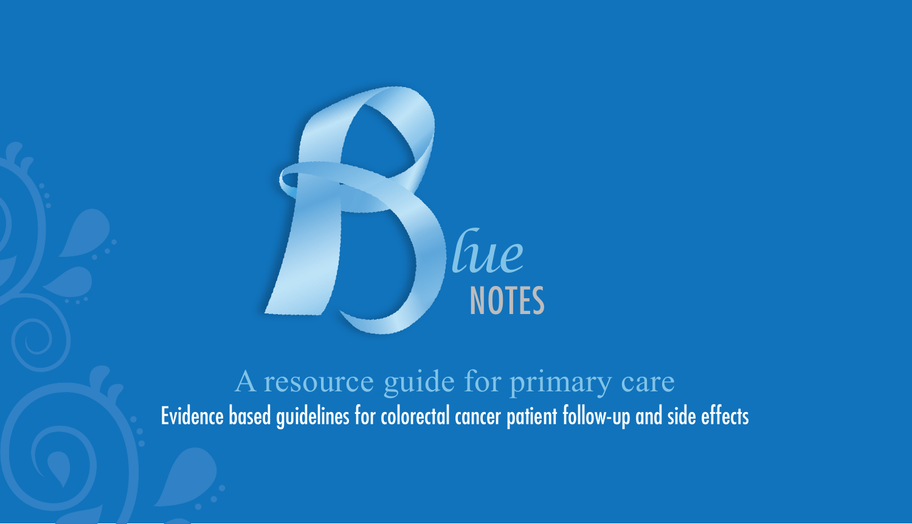# Blue NOTES

## A resource guide for primary care

Evidence based guidelines for colorectal cancer patient follow-up and side effects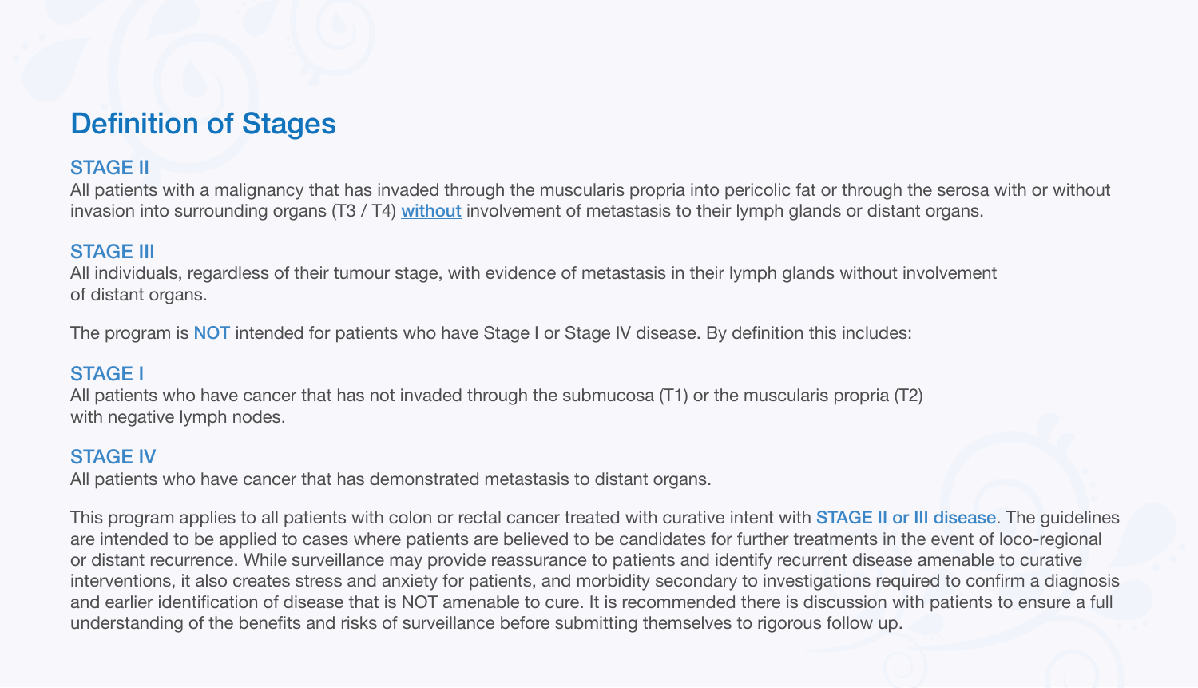# Definition of Stages

### STAGE II

All patients with a malignancy that has invaded through the muscularis propria into pericolic fat or through the serosa with or without invasion into surrounding organs (T3 / T4) <u>without</u> involvement of metastasis to their lymph glands or distant organs.

### STAGE III

All individuals, regardless of their tumour stage, with evidence of metastasis in their lymph glands without involvement of distant organs.

The program is **NOT** intended for patients who have Stage I or Stage IV disease. By definition this includes:

### STAGE I

All patients who have cancer that has not invaded through the submucosa (T1) or the muscularis propria (T2) with negative lymph nodes.

### STAGE IV

All patients who have cancer that has demonstrated metastasis to distant organs.

This program applies to all patients with colon or rectal cancer treated with curative intent with **STAGE II or III disease**. The guidelines are intended to be applied to cases where patients are believed to be candidates for further treatments in the event of loco-regional or distant recurrence. While surveillance may provide reassurance to patients and identify recurrent disease amenable to curative interventions, it also creates stress and anxiety for patients, and morbidity secondary to investigations required to confirm a diagnosis and earlier identification of disease that is NOT amenable to cure. It is recommended there is discussion with patients to ensure a full understanding of the benefits and risks of surveillance before submitting themselves to rigorous follow up.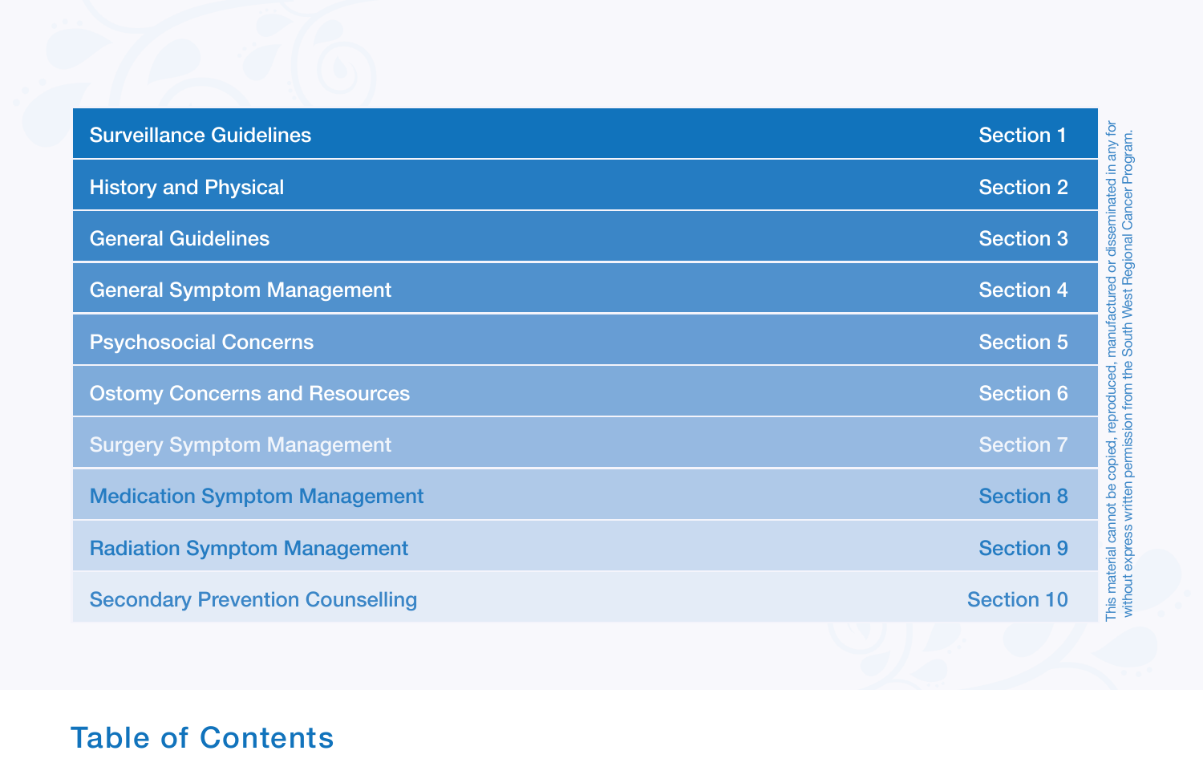# Table of Contents

| Section | |
|---|---|
| Surveillance Guidelines | Section 1 |
| History and Physical | Section 2 |
| General Guidelines | Section 3 |
| General Symptom Management | Section 4 |
| Psychosocial Concerns | Section 5 |
| Ostomy Concerns and Resources | Section 6 |
| Surgery Symptom Management | Section 7 |
| Medication Symptom Management | Section 8 |
| Radiation Symptom Management | Section 9 |
| Secondary Prevention Counselling | Section 10 |

This material cannot be copied, reproduced, manufactured or disseminated in any for without express written permission from the South West Regional Cancer Program.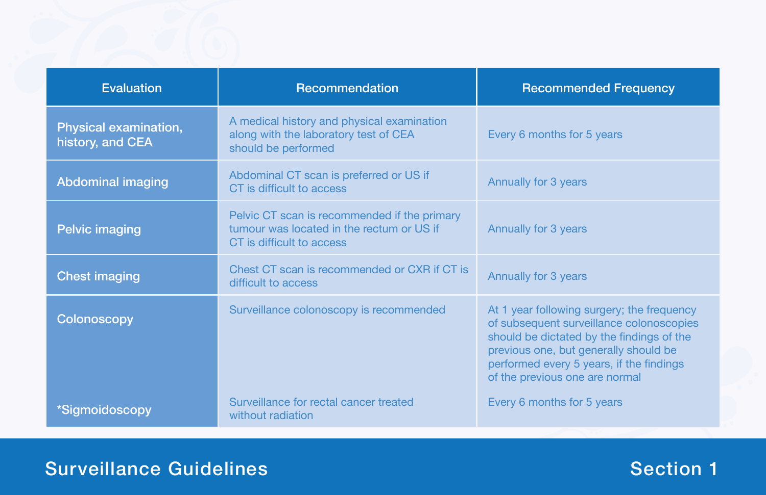| Evaluation | Recommendation | Recommended Frequency |
| --- | --- | --- |
| Physical examination, history, and CEA | A medical history and physical examination along with the laboratory test of CEA should be performed | Every 6 months for 5 years |
| Abdominal imaging | Abdominal CT scan is preferred or US if CT is difficult to access | Annually for 3 years |
| Pelvic imaging | Pelvic CT scan is recommended if the primary tumour was located in the rectum or US if CT is difficult to access | Annually for 3 years |
| Chest imaging | Chest CT scan is recommended or CXR if CT is difficult to access | Annually for 3 years |
| Colonoscopy | Surveillance colonoscopy is recommended | At 1 year following surgery; the frequency of subsequent surveillance colonoscopies should be dictated by the findings of the previous one, but generally should be performed every 5 years, if the findings of the previous one are normal |
| *Sigmoidoscopy | Surveillance for rectal cancer treated without radiation | Every 6 months for 5 years |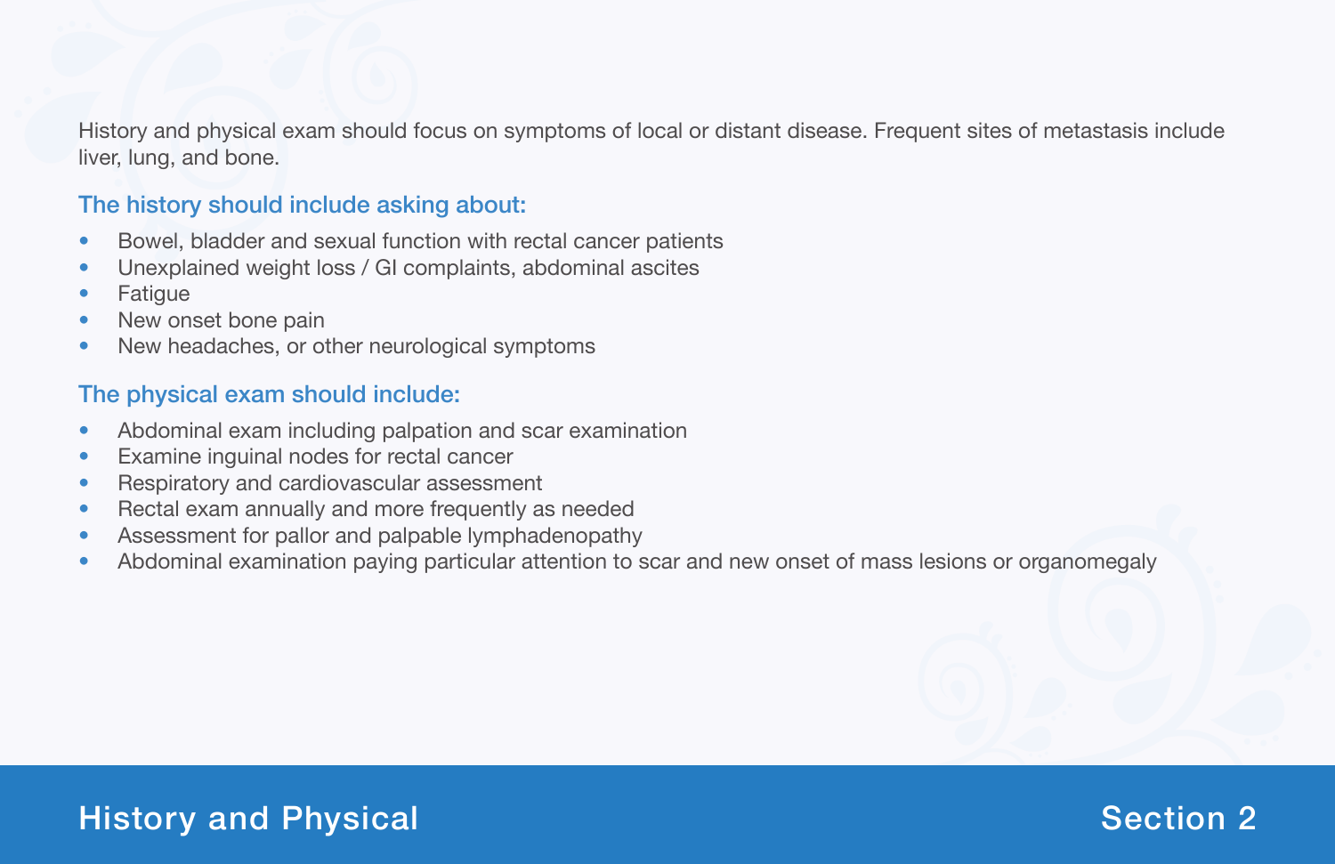History and physical exam should focus on symptoms of local or distant disease. Frequent sites of metastasis include liver, lung, and bone.

### The history should include asking about:

- Bowel, bladder and sexual function with rectal cancer patients
- Unexplained weight loss / GI complaints, abdominal ascites
- Fatigue
- New onset bone pain
- New headaches, or other neurological symptoms

### The physical exam should include:

- Abdominal exam including palpation and scar examination
- Examine inguinal nodes for rectal cancer
- Respiratory and cardiovascular assessment
- Rectal exam annually and more frequently as needed
- Assessment for pallor and palpable lymphadenopathy
- Abdominal examination paying particular attention to scar and new onset of mass lesions or organomegaly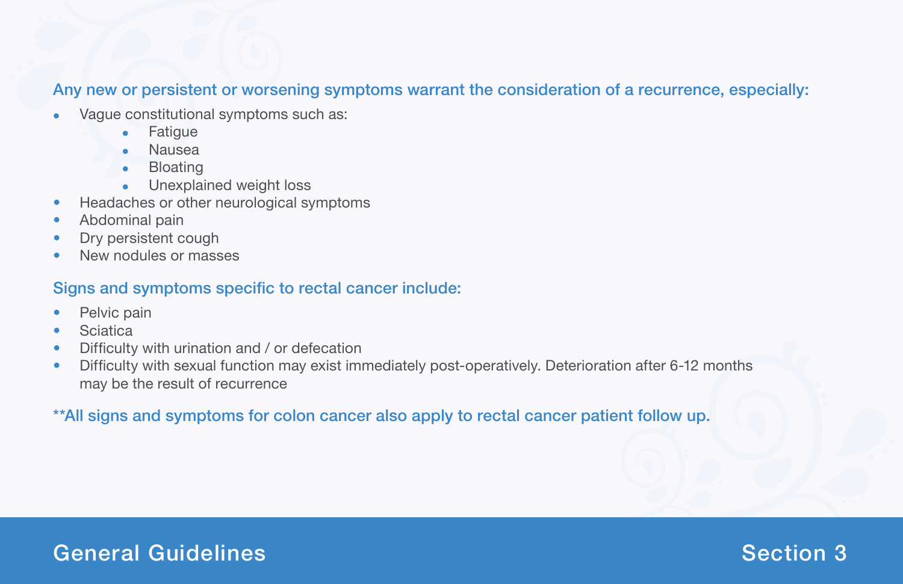**Any new or persistent or worsening symptoms warrant the consideration of a recurrence, especially:**

- Vague constitutional symptoms such as:
    - Fatigue
    - Nausea
    - Bloating
    - Unexplained weight loss
- Headaches or other neurological symptoms
- Abdominal pain
- Dry persistent cough
- New nodules or masses

**Signs and symptoms specific to rectal cancer include:**

- Pelvic pain
- Sciatica
- Difficulty with urination and / or defecation
- Difficulty with sexual function may exist immediately post-operatively. Deterioration after 6-12 months may be the result of recurrence

****All signs and symptoms for colon cancer also apply to rectal cancer patient follow up.**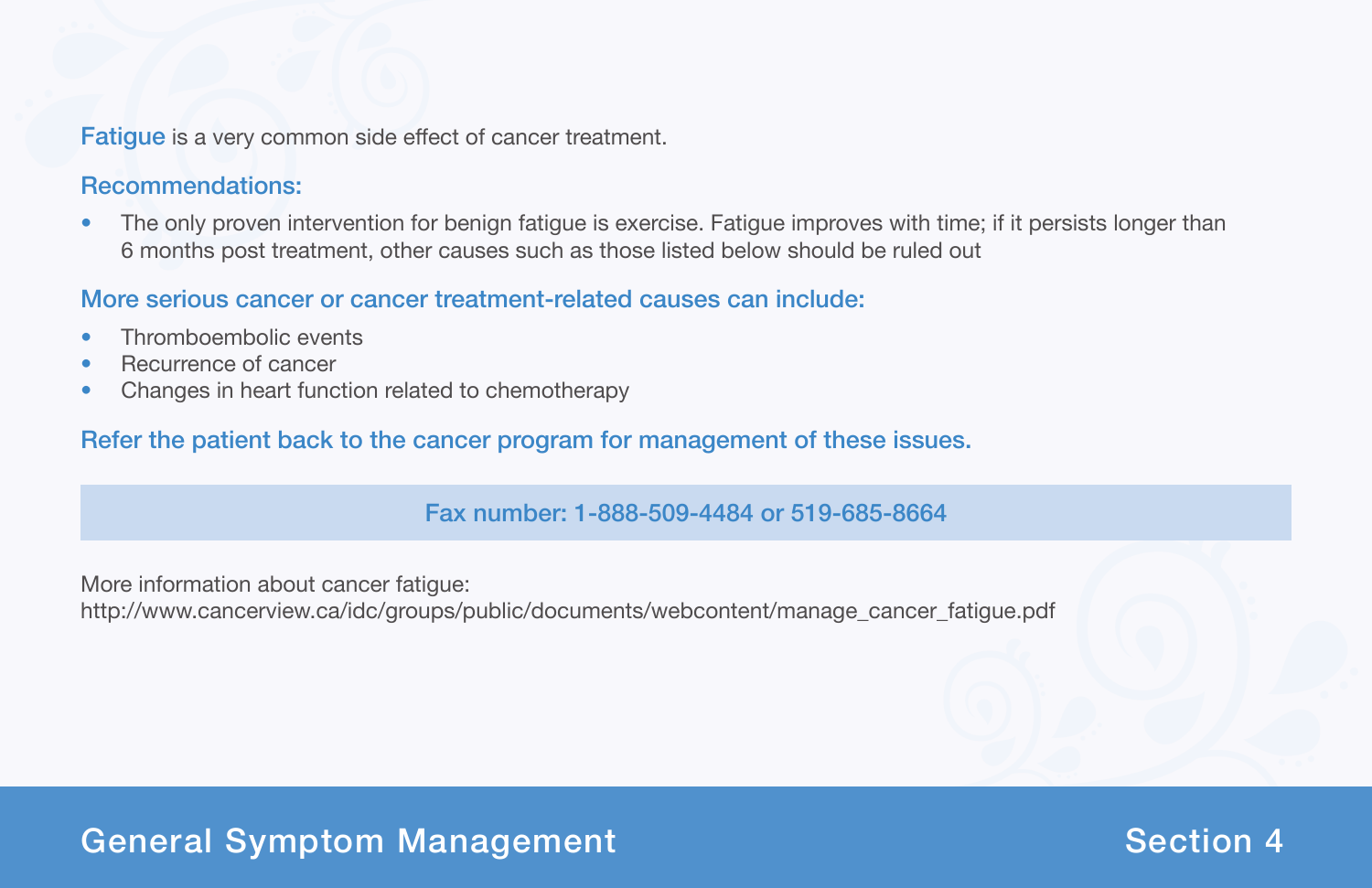**Fatigue** is a very common side effect of cancer treatment.

### Recommendations:

- The only proven intervention for benign fatigue is exercise. Fatigue improves with time; if it persists longer than 6 months post treatment, other causes such as those listed below should be ruled out

### More serious cancer or cancer treatment-related causes can include:

- Thromboembolic events
- Recurrence of cancer
- Changes in heart function related to chemotherapy

**Refer the patient back to the cancer program for management of these issues.**

**Fax number: 1-888-509-4484 or 519-685-8664**

More information about cancer fatigue:
http://www.cancerview.ca/idc/groups/public/documents/webcontent/manage_cancer_fatigue.pdf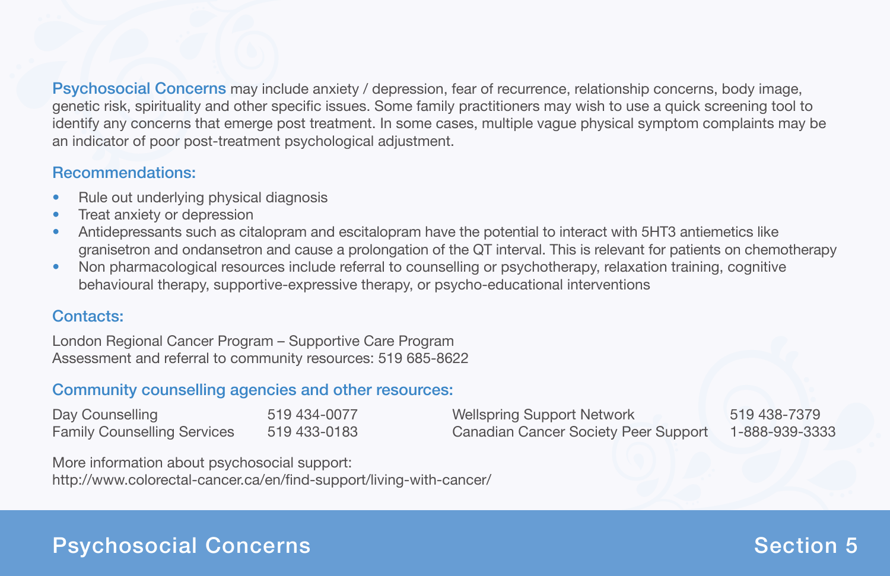**Psychosocial Concerns** may include anxiety / depression, fear of recurrence, relationship concerns, body image, genetic risk, spirituality and other specific issues. Some family practitioners may wish to use a quick screening tool to identify any concerns that emerge post treatment. In some cases, multiple vague physical symptom complaints may be an indicator of poor post-treatment psychological adjustment.

## Recommendations:

- Rule out underlying physical diagnosis
- Treat anxiety or depression
- Antidepressants such as citalopram and escitalopram have the potential to interact with 5HT3 antiemetics like granisetron and ondansetron and cause a prolongation of the QT interval. This is relevant for patients on chemotherapy
- Non pharmacological resources include referral to counselling or psychotherapy, relaxation training, cognitive behavioural therapy, supportive-expressive therapy, or psycho-educational interventions

## Contacts:

London Regional Cancer Program – Supportive Care Program
Assessment and referral to community resources: 519 685-8622

## Community counselling agencies and other resources:

| | | | |
|---|---|---|---|
| Day Counselling | 519 434-0077 | Wellspring Support Network | 519 438-7379 |
| Family Counselling Services | 519 433-0183 | Canadian Cancer Society Peer Support | 1-888-939-3333 |

More information about psychosocial support:
http://www.colorectal-cancer.ca/en/find-support/living-with-cancer/

# Psychosocial Concerns

Section 5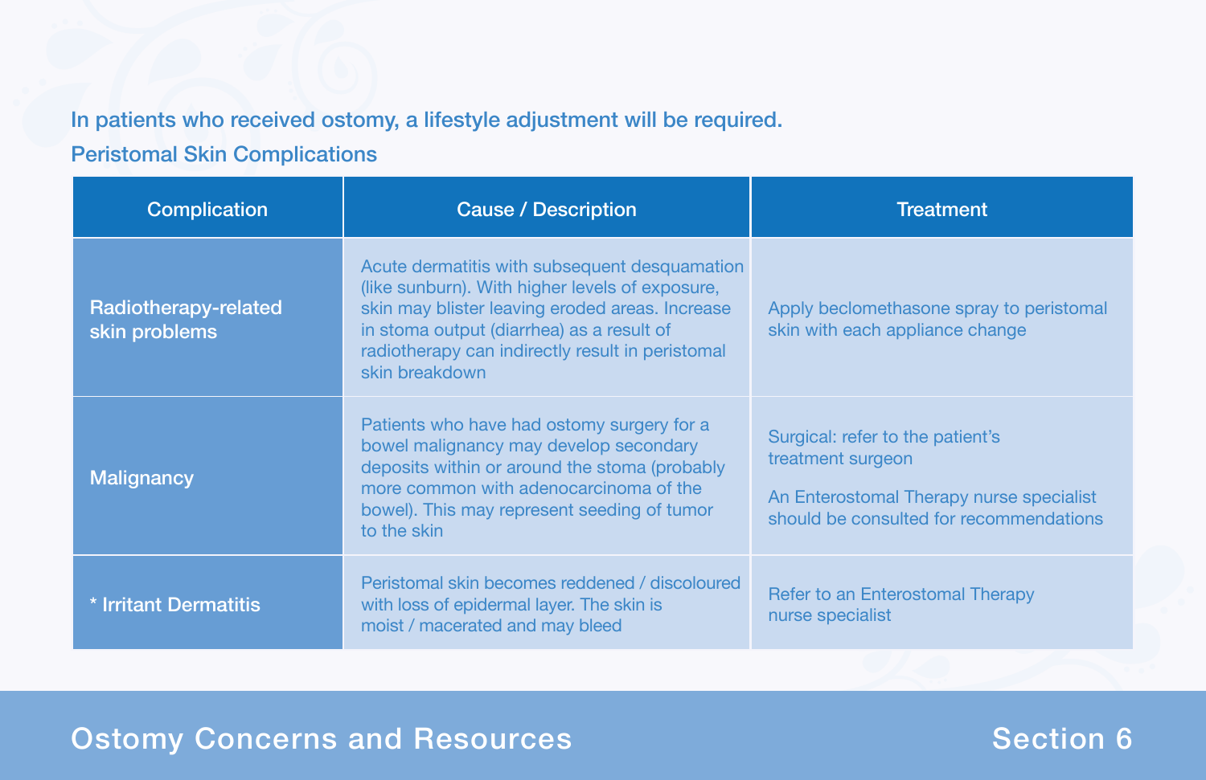In patients who received ostomy, a lifestyle adjustment will be required.

## Peristomal Skin Complications

| Complication | Cause / Description | Treatment |
|---|---|---|
| Radiotherapy-related skin problems | Acute dermatitis with subsequent desquamation (like sunburn). With higher levels of exposure, skin may blister leaving eroded areas. Increase in stoma output (diarrhea) as a result of radiotherapy can indirectly result in peristomal skin breakdown | Apply beclomethasone spray to peristomal skin with each appliance change |
| Malignancy | Patients who have had ostomy surgery for a bowel malignancy may develop secondary deposits within or around the stoma (probably more common with adenocarcinoma of the bowel). This may represent seeding of tumor to the skin | Surgical: refer to the patient's treatment surgeon<br><br>An Enterostomal Therapy nurse specialist should be consulted for recommendations |
| * Irritant Dermatitis | Peristomal skin becomes reddened / discoloured with loss of epidermal layer. The skin is moist / macerated and may bleed | Refer to an Enterostomal Therapy nurse specialist |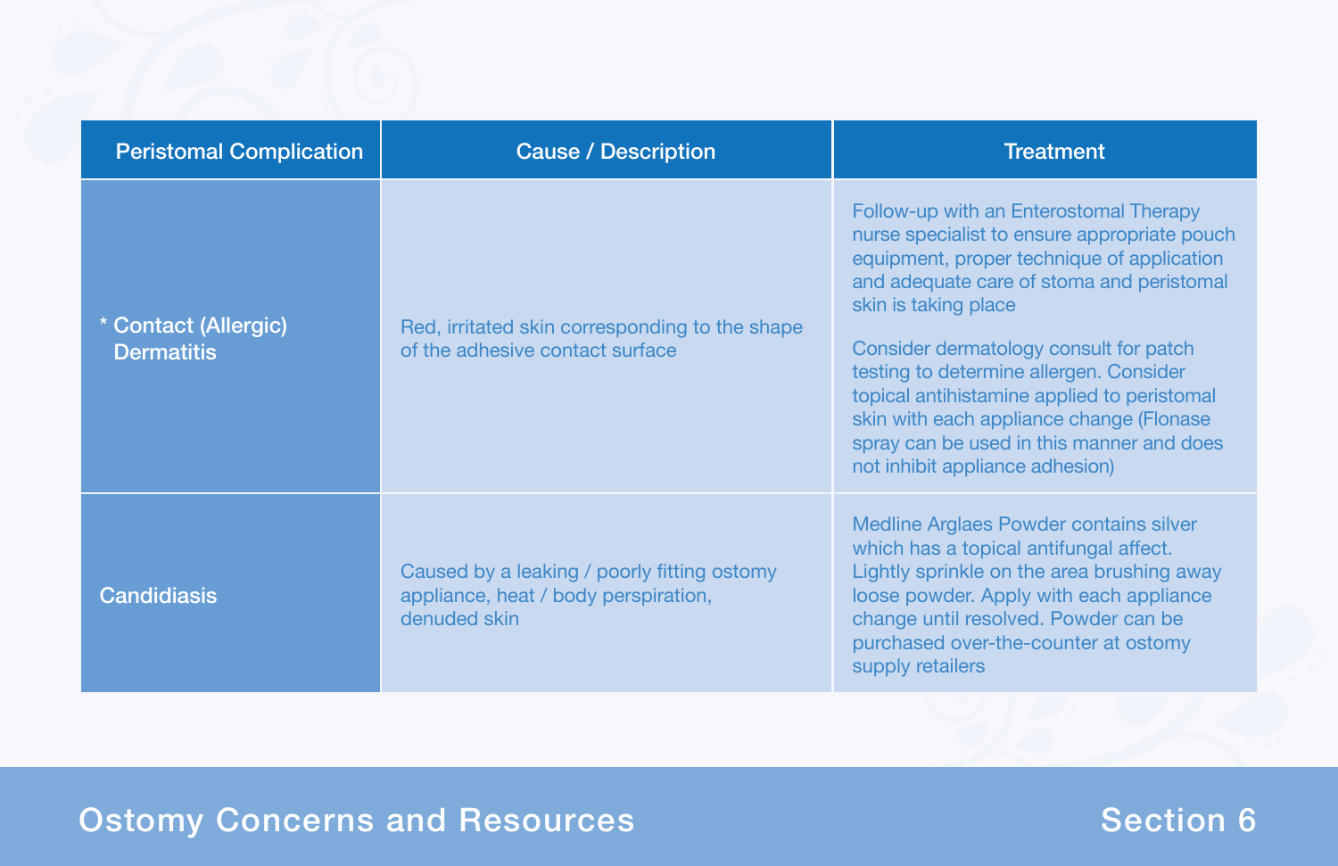| Peristomal Complication | Cause / Description | Treatment |
|---|---|---|
| * Contact (Allergic) Dermatitis | Red, irritated skin corresponding to the shape of the adhesive contact surface | Follow-up with an Enterostomal Therapy nurse specialist to ensure appropriate pouch equipment, proper technique of application and adequate care of stoma and peristomal skin is taking place<br><br>Consider dermatology consult for patch testing to determine allergen. Consider topical antihistamine applied to peristomal skin with each appliance change (Flonase spray can be used in this manner and does not inhibit appliance adhesion) |
| Candidiasis | Caused by a leaking / poorly fitting ostomy appliance, heat / body perspiration, denuded skin | Medline Arglaes Powder contains silver which has a topical antifungal affect. Lightly sprinkle on the area brushing away loose powder. Apply with each appliance change until resolved. Powder can be purchased over-the-counter at ostomy supply retailers |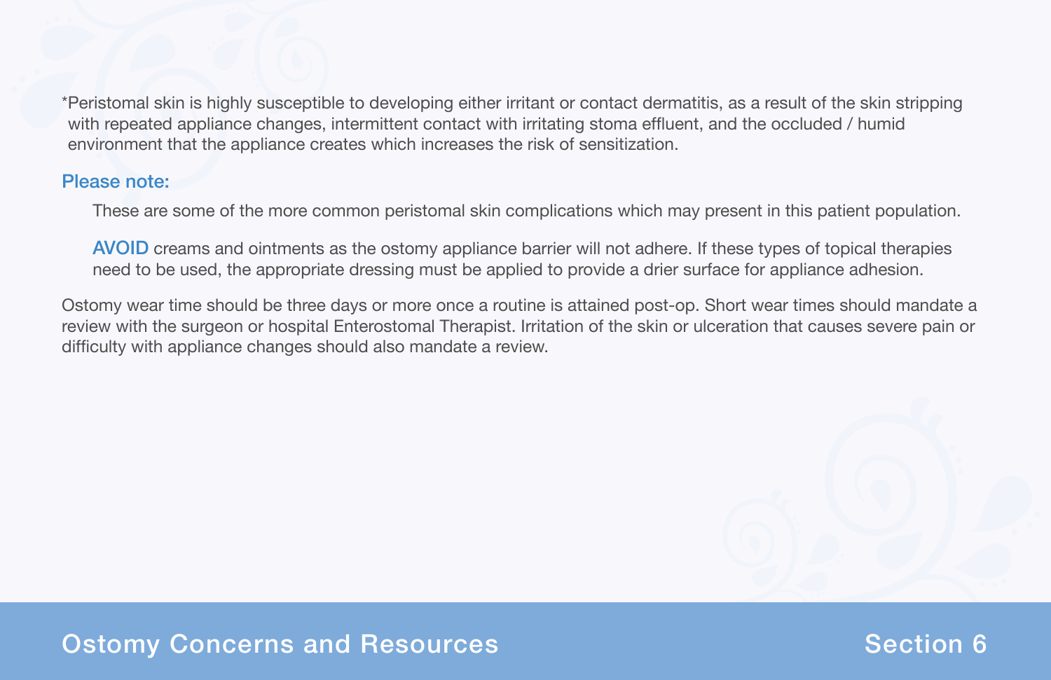*Peristomal skin is highly susceptible to developing either irritant or contact dermatitis, as a result of the skin stripping with repeated appliance changes, intermittent contact with irritating stoma effluent, and the occluded / humid environment that the appliance creates which increases the risk of sensitization.

**Please note:**

These are some of the more common peristomal skin complications which may present in this patient population.

**AVOID** creams and ointments as the ostomy appliance barrier will not adhere. If these types of topical therapies need to be used, the appropriate dressing must be applied to provide a drier surface for appliance adhesion.

Ostomy wear time should be three days or more once a routine is attained post-op. Short wear times should mandate a review with the surgeon or hospital Enterostomal Therapist. Irritation of the skin or ulceration that causes severe pain or difficulty with appliance changes should also mandate a review.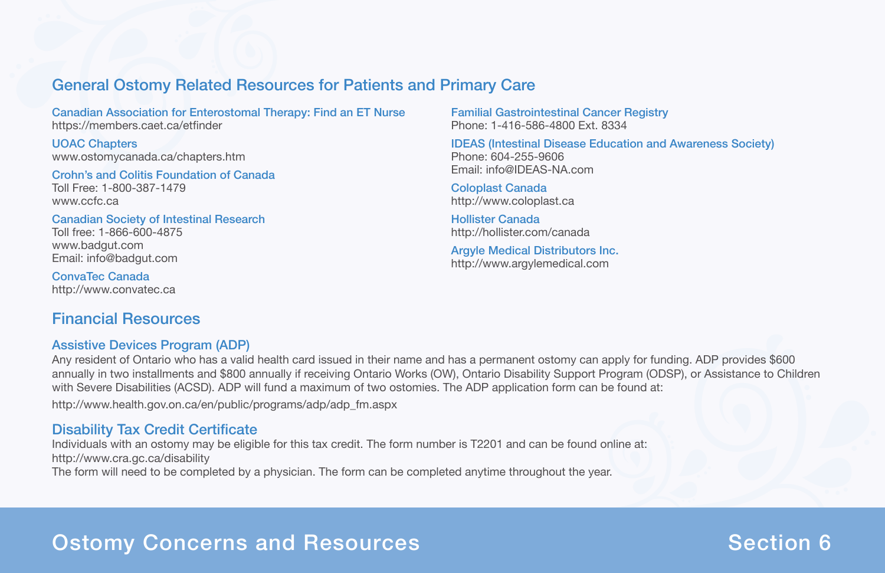## General Ostomy Related Resources for Patients and Primary Care

**Canadian Association for Enterostomal Therapy: Find an ET Nurse**
https://members.caet.ca/etfinder

**UOAC Chapters**
www.ostomycanada.ca/chapters.htm

**Crohn's and Colitis Foundation of Canada**
Toll Free: 1-800-387-1479
www.ccfc.ca

**Canadian Society of Intestinal Research**
Toll free: 1-866-600-4875
www.badgut.com
Email: info@badgut.com

**ConvaTec Canada**
http://www.convatec.ca

**Familial Gastrointestinal Cancer Registry**
Phone: 1-416-586-4800 Ext. 8334

**IDEAS (Intestinal Disease Education and Awareness Society)**
Phone: 604-255-9606
Email: info@IDEAS-NA.com

**Coloplast Canada**
http://www.coloplast.ca

**Hollister Canada**
http://hollister.com/canada

**Argyle Medical Distributors Inc.**
http://www.argylemedical.com

## Financial Resources

### Assistive Devices Program (ADP)

Any resident of Ontario who has a valid health card issued in their name and has a permanent ostomy can apply for funding. ADP provides $600 annually in two installments and $800 annually if receiving Ontario Works (OW), Ontario Disability Support Program (ODSP), or Assistance to Children with Severe Disabilities (ACSD). ADP will fund a maximum of two ostomies. The ADP application form can be found at:

http://www.health.gov.on.ca/en/public/programs/adp/adp_fm.aspx

### Disability Tax Credit Certificate

Individuals with an ostomy may be eligible for this tax credit. The form number is T2201 and can be found online at:
http://www.cra.gc.ca/disability
The form will need to be completed by a physician. The form can be completed anytime throughout the year.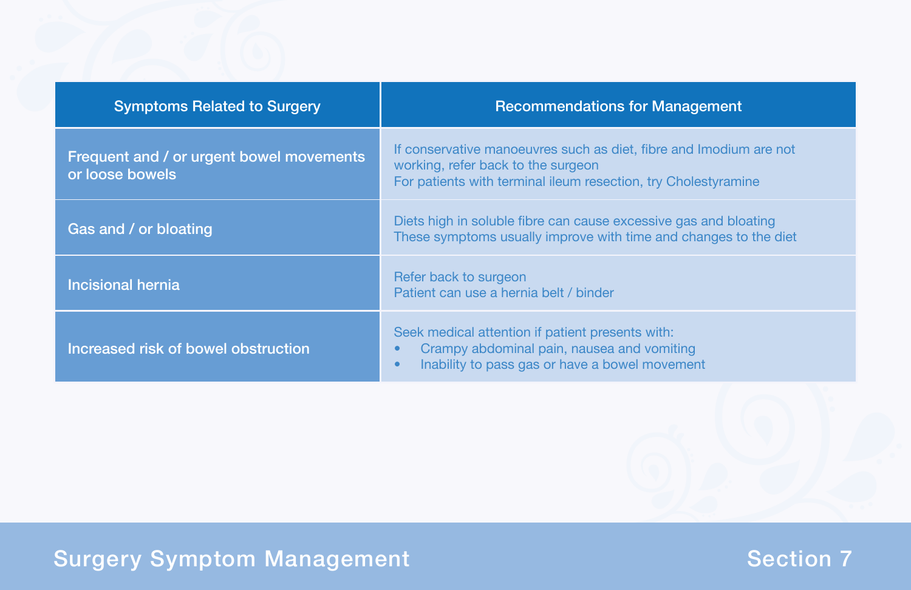| Symptoms Related to Surgery | Recommendations for Management |
| --- | --- |
| Frequent and / or urgent bowel movements or loose bowels | If conservative manoeuvres such as diet, fibre and Imodium are not working, refer back to the surgeon<br>For patients with terminal ileum resection, try Cholestyramine |
| Gas and / or bloating | Diets high in soluble fibre can cause excessive gas and bloating<br>These symptoms usually improve with time and changes to the diet |
| Incisional hernia | Refer back to surgeon<br>Patient can use a hernia belt / binder |
| Increased risk of bowel obstruction | Seek medical attention if patient presents with:<br>• Crampy abdominal pain, nausea and vomiting<br>• Inability to pass gas or have a bowel movement |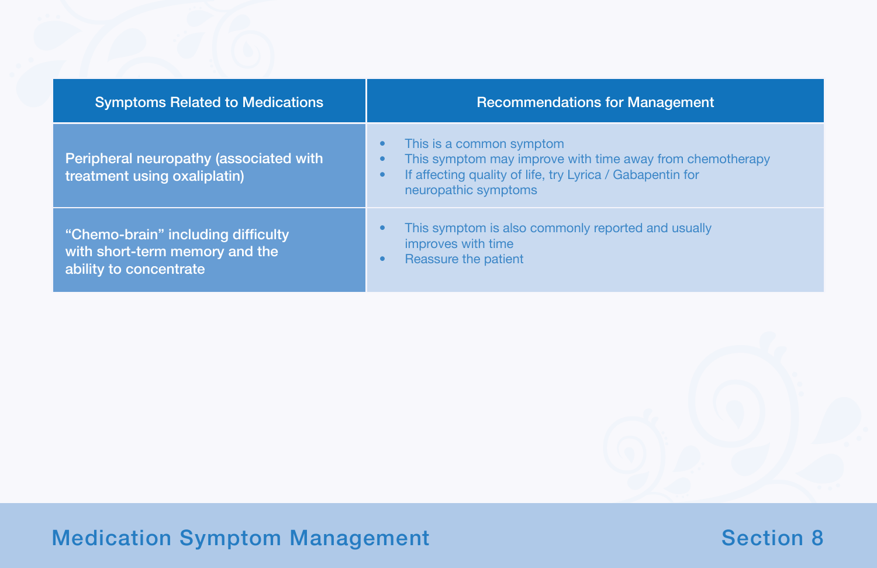| Symptoms Related to Medications | Recommendations for Management |
|---|---|
| Peripheral neuropathy (associated with treatment using oxaliplatin) | • This is a common symptom<br>• This symptom may improve with time away from chemotherapy<br>• If affecting quality of life, try Lyrica / Gabapentin for neuropathic symptoms |
| "Chemo-brain" including difficulty with short-term memory and the ability to concentrate | • This symptom is also commonly reported and usually improves with time<br>• Reassure the patient |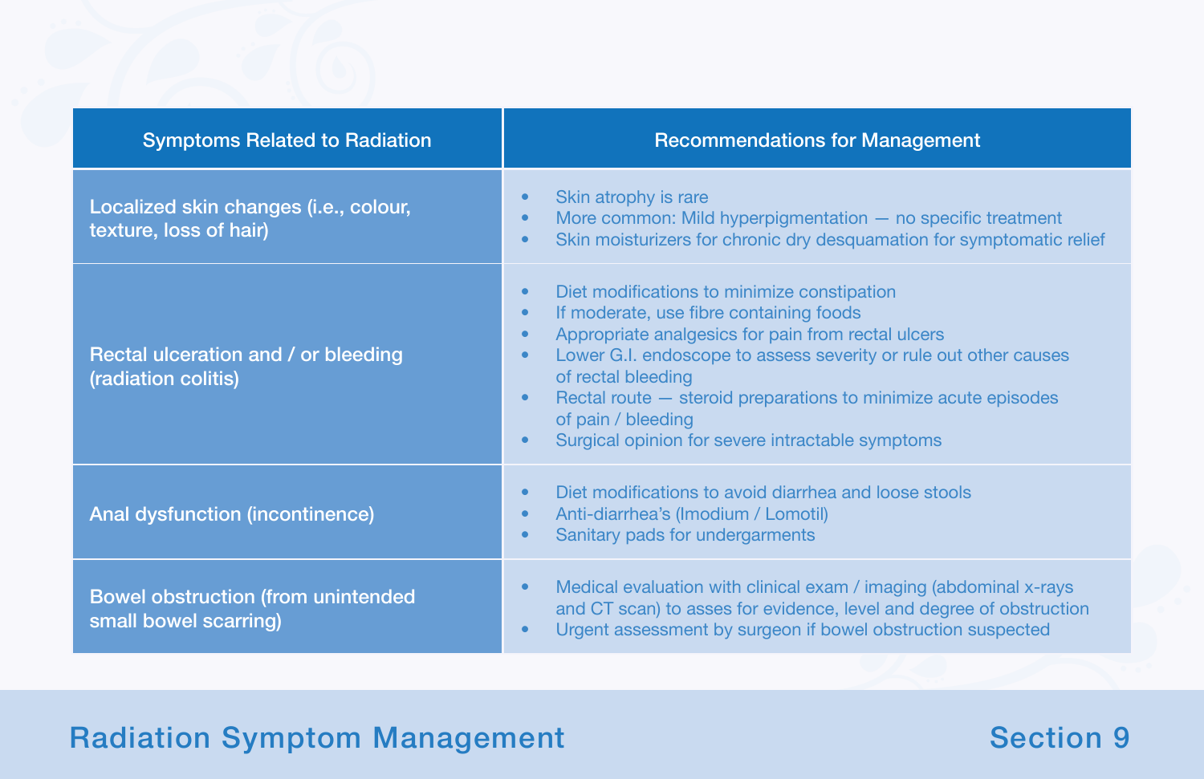| Symptoms Related to Radiation | Recommendations for Management |
| --- | --- |
| Localized skin changes (i.e., colour, texture, loss of hair) | • Skin atrophy is rare<br>• More common: Mild hyperpigmentation — no specific treatment<br>• Skin moisturizers for chronic dry desquamation for symptomatic relief |
| Rectal ulceration and / or bleeding (radiation colitis) | • Diet modifications to minimize constipation<br>• If moderate, use fibre containing foods<br>• Appropriate analgesics for pain from rectal ulcers<br>• Lower G.I. endoscope to assess severity or rule out other causes of rectal bleeding<br>• Rectal route — steroid preparations to minimize acute episodes of pain / bleeding<br>• Surgical opinion for severe intractable symptoms |
| Anal dysfunction (incontinence) | • Diet modifications to avoid diarrhea and loose stools<br>• Anti-diarrhea's (Imodium / Lomotil)<br>• Sanitary pads for undergarments |
| Bowel obstruction (from unintended small bowel scarring) | • Medical evaluation with clinical exam / imaging (abdominal x-rays and CT scan) to asses for evidence, level and degree of obstruction<br>• Urgent assessment by surgeon if bowel obstruction suspected |

## Radiation Symptom Management

Section 9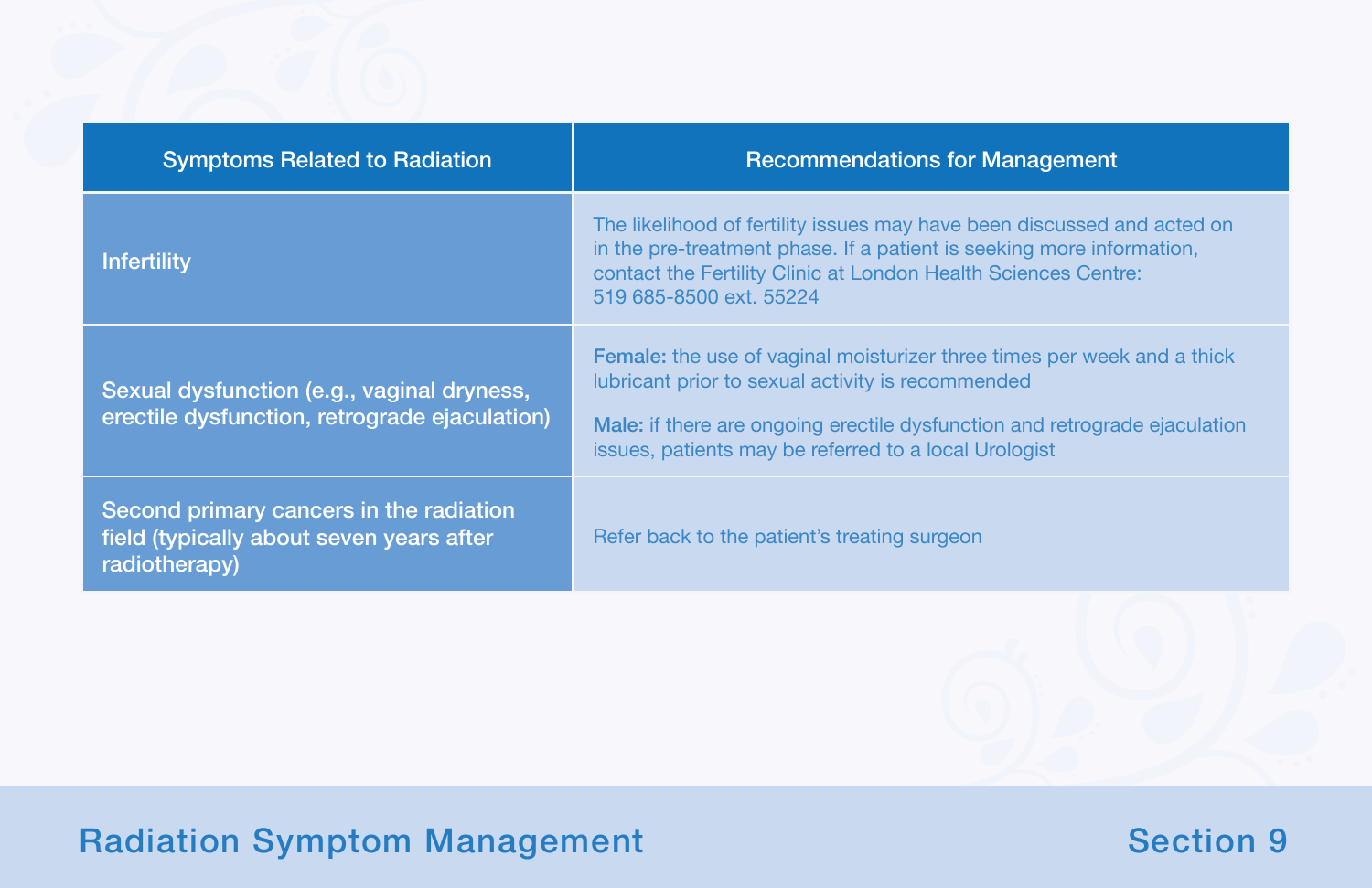| Symptoms Related to Radiation | Recommendations for Management |
|---|---|
| Infertility | The likelihood of fertility issues may have been discussed and acted on in the pre-treatment phase. If a patient is seeking more information, contact the Fertility Clinic at London Health Sciences Centre: 519 685-8500 ext. 55224 |
| Sexual dysfunction (e.g., vaginal dryness, erectile dysfunction, retrograde ejaculation) | **Female:** the use of vaginal moisturizer three times per week and a thick lubricant prior to sexual activity is recommended<br><br>**Male:** if there are ongoing erectile dysfunction and retrograde ejaculation issues, patients may be referred to a local Urologist |
| Second primary cancers in the radiation field (typically about seven years after radiotherapy) | Refer back to the patient's treating surgeon |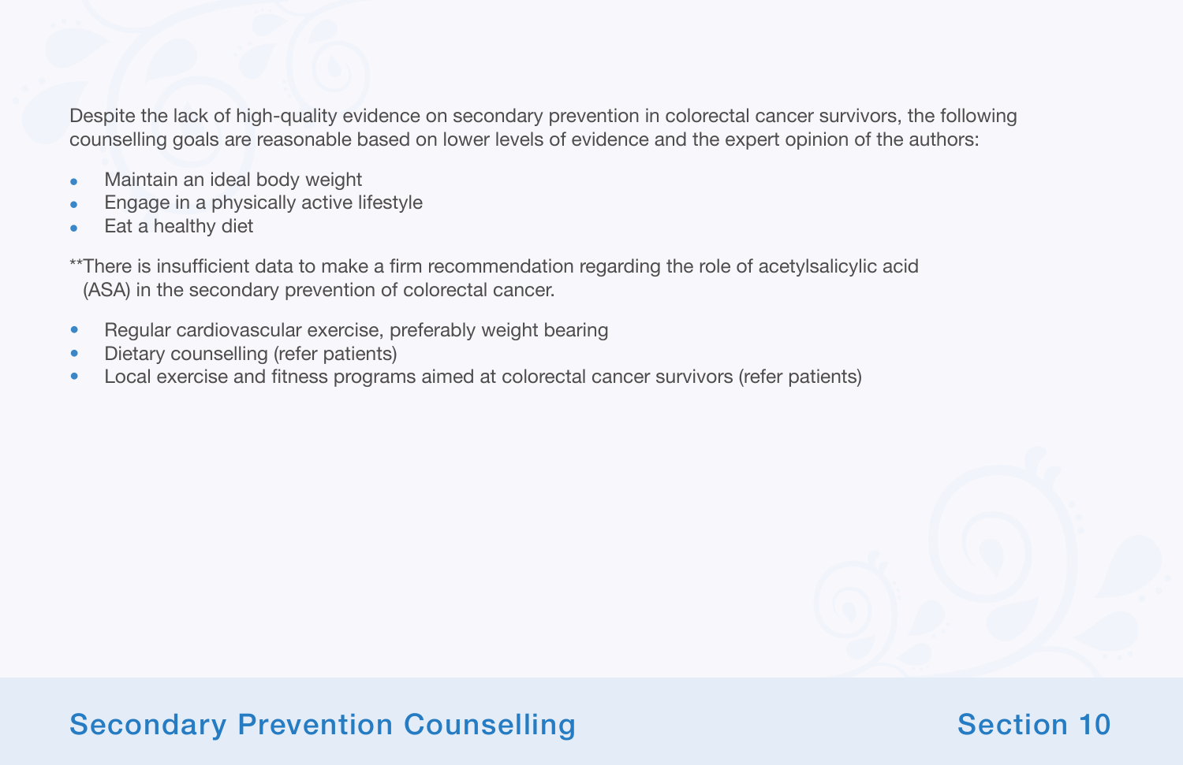Despite the lack of high-quality evidence on secondary prevention in colorectal cancer survivors, the following counselling goals are reasonable based on lower levels of evidence and the expert opinion of the authors:

- Maintain an ideal body weight
- Engage in a physically active lifestyle
- Eat a healthy diet

**There is insufficient data to make a firm recommendation regarding the role of acetylsalicylic acid (ASA) in the secondary prevention of colorectal cancer.

- Regular cardiovascular exercise, preferably weight bearing
- Dietary counselling (refer patients)
- Local exercise and fitness programs aimed at colorectal cancer survivors (refer patients)

## Secondary Prevention Counselling

Section 10